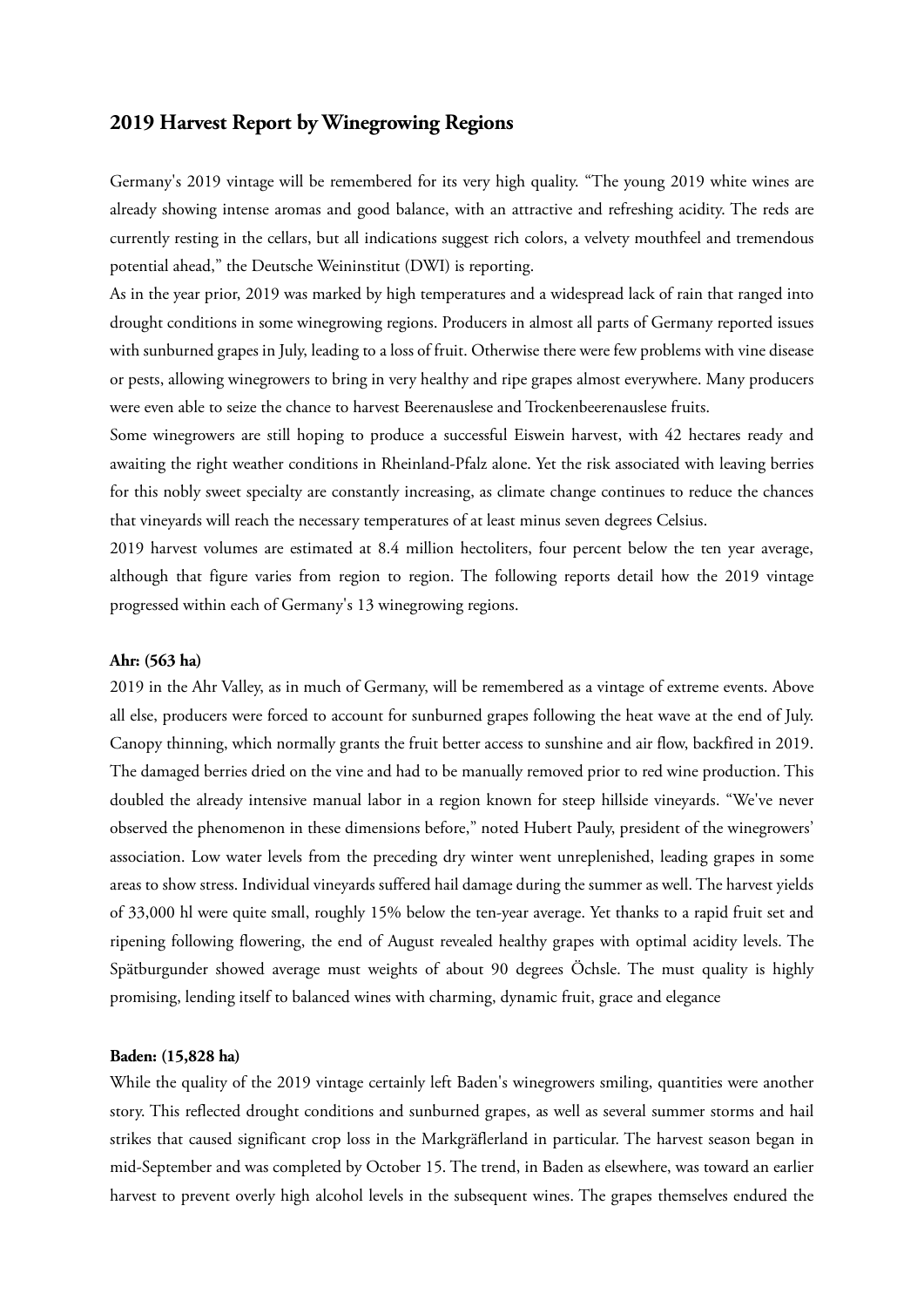## 2019 Harvest Report by Winegrowing Regions

Germany's 2019 vintage will be remembered for its very high quality. "The young 2019 white wines are already showing intense aromas and good balance, with an attractive and refreshing acidity. The reds are currently resting in the cellars, but all indications suggest rich colors, a velvety mouthfeel and tremendous potential ahead," the Deutsche Weininstitut (DWI) is reporting.

As in the year prior, 2019 was marked by high temperatures and a widespread lack of rain that ranged into drought conditions in some winegrowing regions. Producers in almost all parts of Germany reported issues with sunburned grapes in July, leading to a loss of fruit. Otherwise there were few problems with vine disease or pests, allowing winegrowers to bring in very healthy and ripe grapes almost everywhere. Many producers were even able to seize the chance to harvest Beerenauslese and Trockenbeerenauslese fruits.

Some winegrowers are still hoping to produce a successful Eiswein harvest, with 42 hectares ready and awaiting the right weather conditions in Rheinland-Pfalz alone. Yet the risk associated with leaving berries for this nobly sweet specialty are constantly increasing, as climate change continues to reduce the chances that vineyards will reach the necessary temperatures of at least minus seven degrees Celsius.

2019 harvest volumes are estimated at 8.4 million hectoliters, four percent below the ten year average, although that figure varies from region to region. The following reports detail how the 2019 vintage progressed within each of Germany's 13 winegrowing regions.

**Ahr: (563 ha)**

2019 in the Ahr Valley, as in much of Germany, will be remembered as a vintage of extreme events. Above all else, producers were forced to account for sunburned grapes following the heat wave at the end of July. Canopy thinning, which normally grants the fruit better access to sunshine and air flow, backfired in 2019. The damaged berries dried on the vine and had to be manually removed prior to red wine production. This doubled the already intensive manual labor in a region known for steep hillside vineyards. "We've never observed the phenomenon in these dimensions before," noted Hubert Pauly, president of the winegrowers' association. Low water levels from the preceding dry winter went unreplenished, leading grapes in some areas to show stress. Individual vineyards suffered hail damage during the summer as well. The harvest yields of 33,000 hl were quite small, roughly 15% below the ten-year average. Yet thanks to a rapid fruit set and ripening following flowering, the end of August revealed healthy grapes with optimal acidity levels. The Spätburgunder showed average must weights of about 90 degrees Öchsle. The must quality is highly promising, lending itself to balanced wines with charming, dynamic fruit, grace and elegance

**Baden: (15,828 ha)**

While the quality of the 2019 vintage certainly left Baden's winegrowers smiling, quantities were another story. This reflected drought conditions and sunburned grapes, as well as several summer storms and hail strikes that caused significant crop loss in the Markgräflerland in particular. The harvest season began in mid-September and was completed by October 15. The trend, in Baden as elsewhere, was toward an earlier harvest to prevent overly high alcohol levels in the subsequent wines. The grapes themselves endured the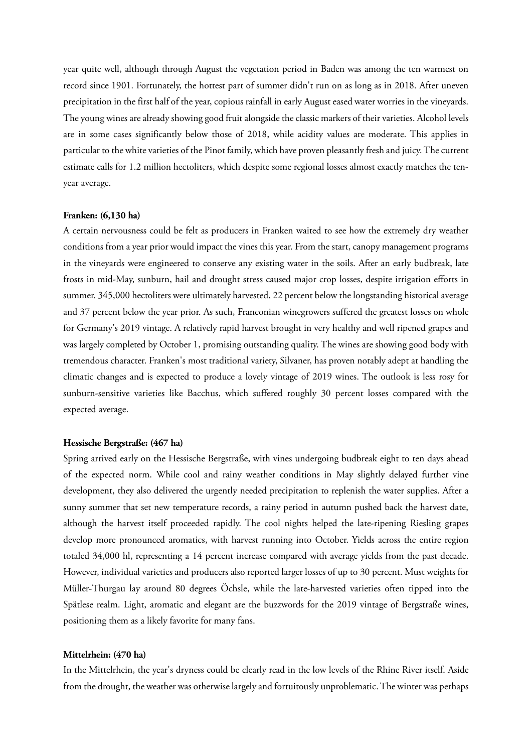year quite well, although through August the vegetation period in Baden was among the ten warmest on record since 1901. Fortunately, the hottest part of summer didn't run on as long as in 2018. After uneven precipitation in the first half of the year, copious rainfall in early August eased water worries in the vineyards. The young wines are already showing good fruit alongside the classic markers of their varieties. Alcohol levels are in some cases significantly below those of 2018, while acidity values are moderate. This applies in particular to the white varieties of the Pinot family, which have proven pleasantly fresh and juicy. The current estimate calls for 1.2 million hectoliters, which despite some regional losses almost exactly matches the ten-year average.

**Franken: (6,130 ha)**

A certain nervousness could be felt as producers in Franken waited to see how the extremely dry weather conditions from a year prior would impact the vines this year. From the start, canopy management programs in the vineyards were engineered to conserve any existing water in the soils. After an early budbreak, late frosts in mid-May, sunburn, hail and drought stress caused major crop losses, despite irrigation efforts in summer. 345,000 hectoliters were ultimately harvested, 22 percent below the longstanding historical average and 37 percent below the year prior. As such, Franconian winegrowers suffered the greatest losses on whole for Germany's 2019 vintage. A relatively rapid harvest brought in very healthy and well ripened grapes and was largely completed by October 1, promising outstanding quality. The wines are showing good body with tremendous character. Franken's most traditional variety, Silvaner, has proven notably adept at handling the climatic changes and is expected to produce a lovely vintage of 2019 wines. The outlook is less rosy for sunburn-sensitive varieties like Bacchus, which suffered roughly 30 percent losses compared with the expected average.

**Hessische Bergstraße: (467 ha)**

Spring arrived early on the Hessische Bergstraße, with vines undergoing budbreak eight to ten days ahead of the expected norm. While cool and rainy weather conditions in May slightly delayed further vine development, they also delivered the urgently needed precipitation to replenish the water supplies. After a sunny summer that set new temperature records, a rainy period in autumn pushed back the harvest date, although the harvest itself proceeded rapidly. The cool nights helped the late-ripening Riesling grapes develop more pronounced aromatics, with harvest running into October. Yields across the entire region totaled 34,000 hl, representing a 14 percent increase compared with average yields from the past decade. However, individual varieties and producers also reported larger losses of up to 30 percent. Must weights for Müller-Thurgau lay around 80 degrees Öchsle, while the late-harvested varieties often tipped into the Spätlese realm. Light, aromatic and elegant are the buzzwords for the 2019 vintage of Bergstraße wines, positioning them as a likely favorite for many fans.

**Mittelrhein: (470 ha)**

In the Mittelrhein, the year's dryness could be clearly read in the low levels of the Rhine River itself. Aside from the drought, the weather was otherwise largely and fortuitously unproblematic. The winter was perhaps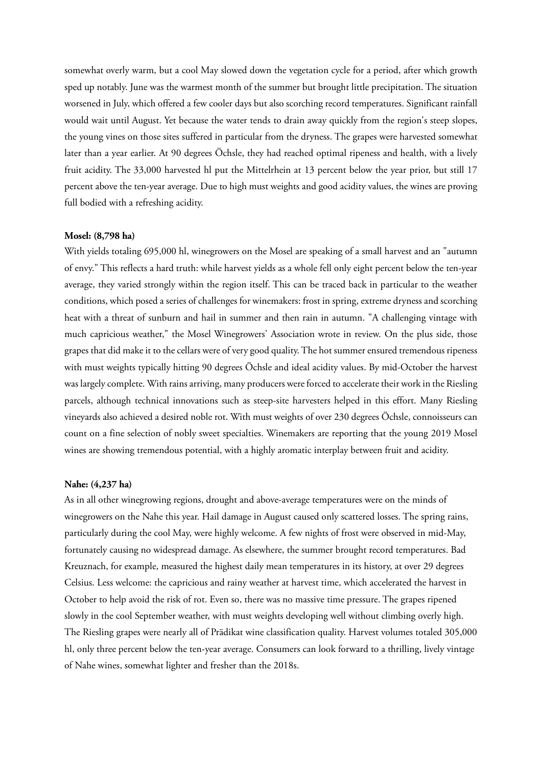somewhat overly warm, but a cool May slowed down the vegetation cycle for a period, after which growth sped up notably. June was the warmest month of the summer but brought little precipitation. The situation worsened in July, which offered a few cooler days but also scorching record temperatures. Significant rainfall would wait until August. Yet because the water tends to drain away quickly from the region's steep slopes, the young vines on those sites suffered in particular from the dryness. The grapes were harvested somewhat later than a year earlier. At 90 degrees Öchsle, they had reached optimal ripeness and health, with a lively fruit acidity. The 33,000 harvested hl put the Mittelrhein at 13 percent below the year prior, but still 17 percent above the ten-year average. Due to high must weights and good acidity values, the wines are proving full bodied with a refreshing acidity.

**Mosel: (8,798 ha)**

With yields totaling 695,000 hl, winegrowers on the Mosel are speaking of a small harvest and an "autumn of envy." This reflects a hard truth: while harvest yields as a whole fell only eight percent below the ten-year average, they varied strongly within the region itself. This can be traced back in particular to the weather conditions, which posed a series of challenges for winemakers: frost in spring, extreme dryness and scorching heat with a threat of sunburn and hail in summer and then rain in autumn. "A challenging vintage with much capricious weather," the Mosel Winegrowers' Association wrote in review. On the plus side, those grapes that did make it to the cellars were of very good quality. The hot summer ensured tremendous ripeness with must weights typically hitting 90 degrees Öchsle and ideal acidity values. By mid-October the harvest was largely complete. With rains arriving, many producers were forced to accelerate their work in the Riesling parcels, although technical innovations such as steep-site harvesters helped in this effort. Many Riesling vineyards also achieved a desired noble rot. With must weights of over 230 degrees Öchsle, connoisseurs can count on a fine selection of nobly sweet specialties. Winemakers are reporting that the young 2019 Mosel wines are showing tremendous potential, with a highly aromatic interplay between fruit and acidity.

**Nahe: (4,237 ha)**

As in all other winegrowing regions, drought and above-average temperatures were on the minds of winegrowers on the Nahe this year. Hail damage in August caused only scattered losses. The spring rains, particularly during the cool May, were highly welcome. A few nights of frost were observed in mid-May, fortunately causing no widespread damage. As elsewhere, the summer brought record temperatures. Bad Kreuznach, for example, measured the highest daily mean temperatures in its history, at over 29 degrees Celsius. Less welcome: the capricious and rainy weather at harvest time, which accelerated the harvest in October to help avoid the risk of rot. Even so, there was no massive time pressure. The grapes ripened slowly in the cool September weather, with must weights developing well without climbing overly high. The Riesling grapes were nearly all of Prädikat wine classification quality. Harvest volumes totaled 305,000 hl, only three percent below the ten-year average. Consumers can look forward to a thrilling, lively vintage of Nahe wines, somewhat lighter and fresher than the 2018s.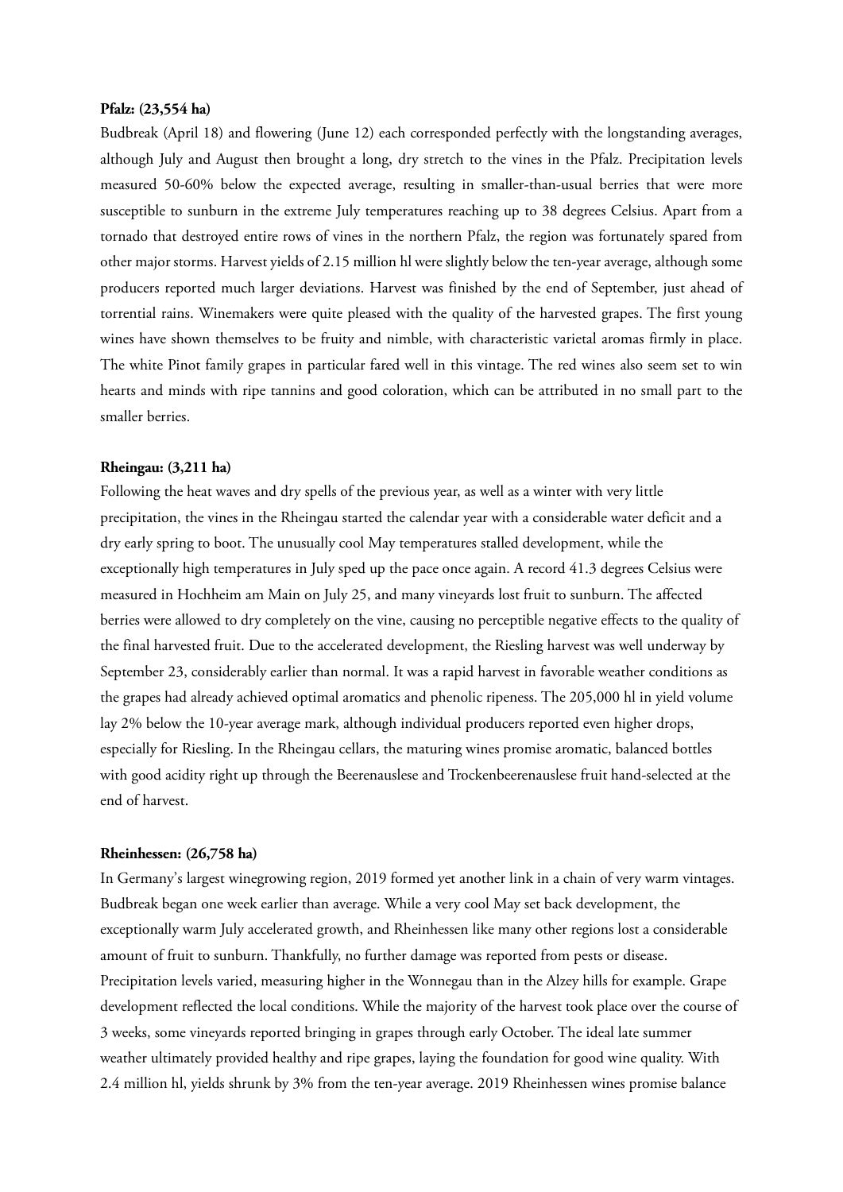**Pfalz: (23,554 ha)**

Budbreak (April 18) and flowering (June 12) each corresponded perfectly with the longstanding averages, although July and August then brought a long, dry stretch to the vines in the Pfalz. Precipitation levels measured 50-60% below the expected average, resulting in smaller-than-usual berries that were more susceptible to sunburn in the extreme July temperatures reaching up to 38 degrees Celsius. Apart from a tornado that destroyed entire rows of vines in the northern Pfalz, the region was fortunately spared from other major storms. Harvest yields of 2.15 million hl were slightly below the ten-year average, although some producers reported much larger deviations. Harvest was finished by the end of September, just ahead of torrential rains. Winemakers were quite pleased with the quality of the harvested grapes. The first young wines have shown themselves to be fruity and nimble, with characteristic varietal aromas firmly in place. The white Pinot family grapes in particular fared well in this vintage. The red wines also seem set to win hearts and minds with ripe tannins and good coloration, which can be attributed in no small part to the smaller berries.

**Rheingau: (3,211 ha)**

Following the heat waves and dry spells of the previous year, as well as a winter with very little precipitation, the vines in the Rheingau started the calendar year with a considerable water deficit and a dry early spring to boot. The unusually cool May temperatures stalled development, while the exceptionally high temperatures in July sped up the pace once again. A record 41.3 degrees Celsius were measured in Hochheim am Main on July 25, and many vineyards lost fruit to sunburn. The affected berries were allowed to dry completely on the vine, causing no perceptible negative effects to the quality of the final harvested fruit. Due to the accelerated development, the Riesling harvest was well underway by September 23, considerably earlier than normal. It was a rapid harvest in favorable weather conditions as the grapes had already achieved optimal aromatics and phenolic ripeness. The 205,000 hl in yield volume lay 2% below the 10-year average mark, although individual producers reported even higher drops, especially for Riesling. In the Rheingau cellars, the maturing wines promise aromatic, balanced bottles with good acidity right up through the Beerenauslese and Trockenbeerenauslese fruit hand-selected at the end of harvest.

**Rheinhessen: (26,758 ha)**

In Germany's largest winegrowing region, 2019 formed yet another link in a chain of very warm vintages. Budbreak began one week earlier than average. While a very cool May set back development, the exceptionally warm July accelerated growth, and Rheinhessen like many other regions lost a considerable amount of fruit to sunburn. Thankfully, no further damage was reported from pests or disease. Precipitation levels varied, measuring higher in the Wonnegau than in the Alzey hills for example. Grape development reflected the local conditions. While the majority of the harvest took place over the course of 3 weeks, some vineyards reported bringing in grapes through early October. The ideal late summer weather ultimately provided healthy and ripe grapes, laying the foundation for good wine quality. With 2.4 million hl, yields shrunk by 3% from the ten-year average. 2019 Rheinhessen wines promise balance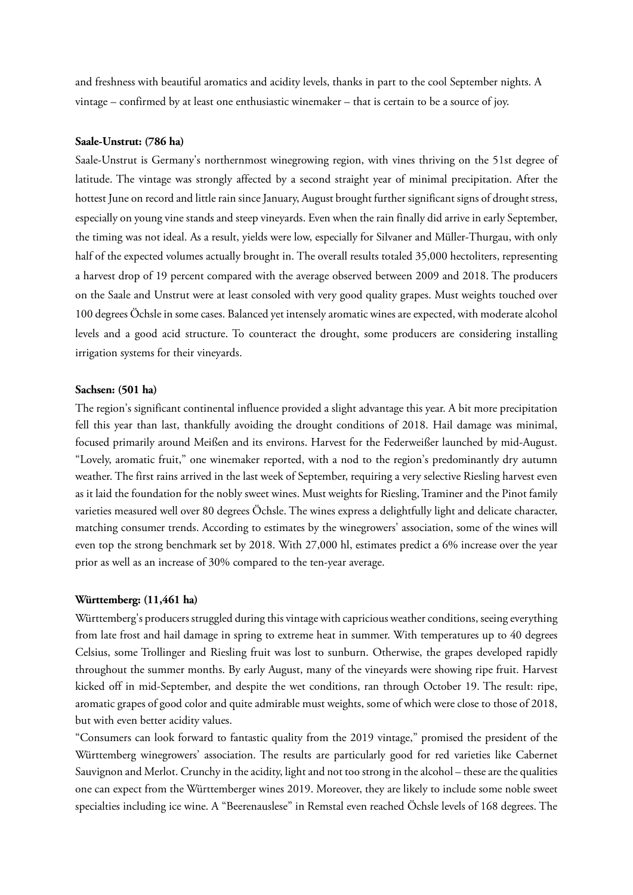and freshness with beautiful aromatics and acidity levels, thanks in part to the cool September nights. A vintage – confirmed by at least one enthusiastic winemaker – that is certain to be a source of joy.

**Saale-Unstrut: (786 ha)**

Saale-Unstrut is Germany's northernmost winegrowing region, with vines thriving on the 51st degree of latitude. The vintage was strongly affected by a second straight year of minimal precipitation. After the hottest June on record and little rain since January, August brought further significant signs of drought stress, especially on young vine stands and steep vineyards. Even when the rain finally did arrive in early September, the timing was not ideal. As a result, yields were low, especially for Silvaner and Müller-Thurgau, with only half of the expected volumes actually brought in. The overall results totaled 35,000 hectoliters, representing a harvest drop of 19 percent compared with the average observed between 2009 and 2018. The producers on the Saale and Unstrut were at least consoled with very good quality grapes. Must weights touched over 100 degrees Öchsle in some cases. Balanced yet intensely aromatic wines are expected, with moderate alcohol levels and a good acid structure. To counteract the drought, some producers are considering installing irrigation systems for their vineyards.

**Sachsen: (501 ha)**

The region's significant continental influence provided a slight advantage this year. A bit more precipitation fell this year than last, thankfully avoiding the drought conditions of 2018. Hail damage was minimal, focused primarily around Meißen and its environs. Harvest for the Federweißer launched by mid-August. "Lovely, aromatic fruit," one winemaker reported, with a nod to the region's predominantly dry autumn weather. The first rains arrived in the last week of September, requiring a very selective Riesling harvest even as it laid the foundation for the nobly sweet wines. Must weights for Riesling, Traminer and the Pinot family varieties measured well over 80 degrees Öchsle. The wines express a delightfully light and delicate character, matching consumer trends. According to estimates by the winegrowers' association, some of the wines will even top the strong benchmark set by 2018. With 27,000 hl, estimates predict a 6% increase over the year prior as well as an increase of 30% compared to the ten-year average.

**Württemberg: (11,461 ha)**

Württemberg's producers struggled during this vintage with capricious weather conditions, seeing everything from late frost and hail damage in spring to extreme heat in summer. With temperatures up to 40 degrees Celsius, some Trollinger and Riesling fruit was lost to sunburn. Otherwise, the grapes developed rapidly throughout the summer months. By early August, many of the vineyards were showing ripe fruit. Harvest kicked off in mid-September, and despite the wet conditions, ran through October 19. The result: ripe, aromatic grapes of good color and quite admirable must weights, some of which were close to those of 2018, but with even better acidity values.

"Consumers can look forward to fantastic quality from the 2019 vintage," promised the president of the Württemberg winegrowers' association. The results are particularly good for red varieties like Cabernet Sauvignon and Merlot. Crunchy in the acidity, light and not too strong in the alcohol – these are the qualities one can expect from the Württemberger wines 2019. Moreover, they are likely to include some noble sweet specialties including ice wine. A "Beerenauslese" in Remstal even reached Öchsle levels of 168 degrees. The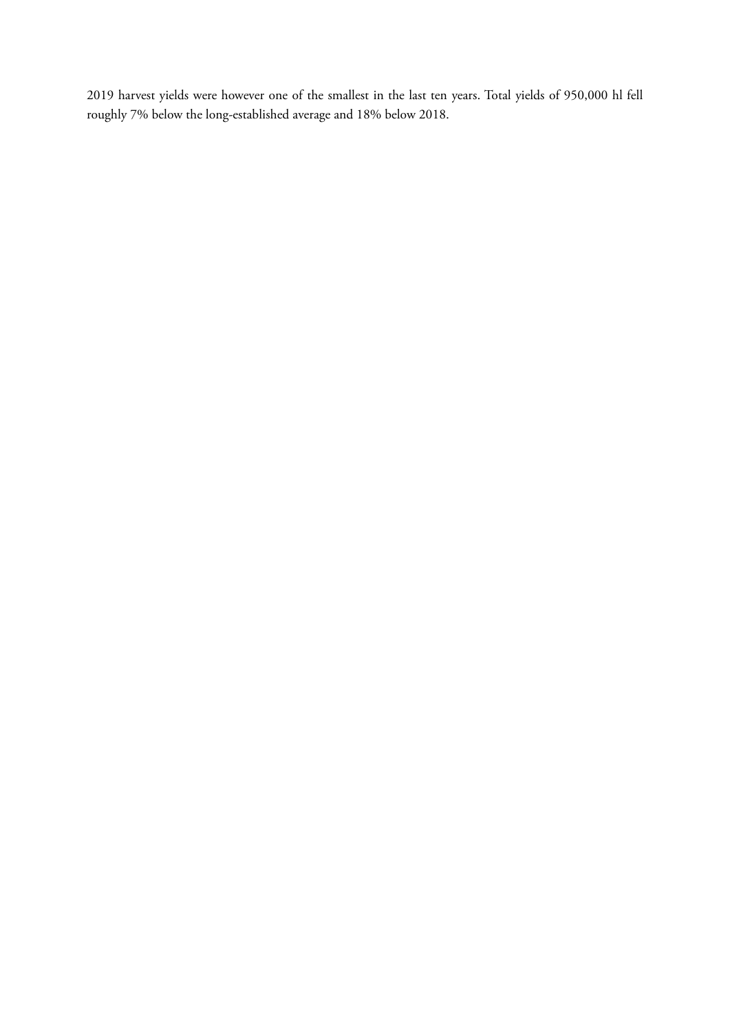2019 harvest yields were however one of the smallest in the last ten years. Total yields of 950,000 hl fell roughly 7% below the long-established average and 18% below 2018.